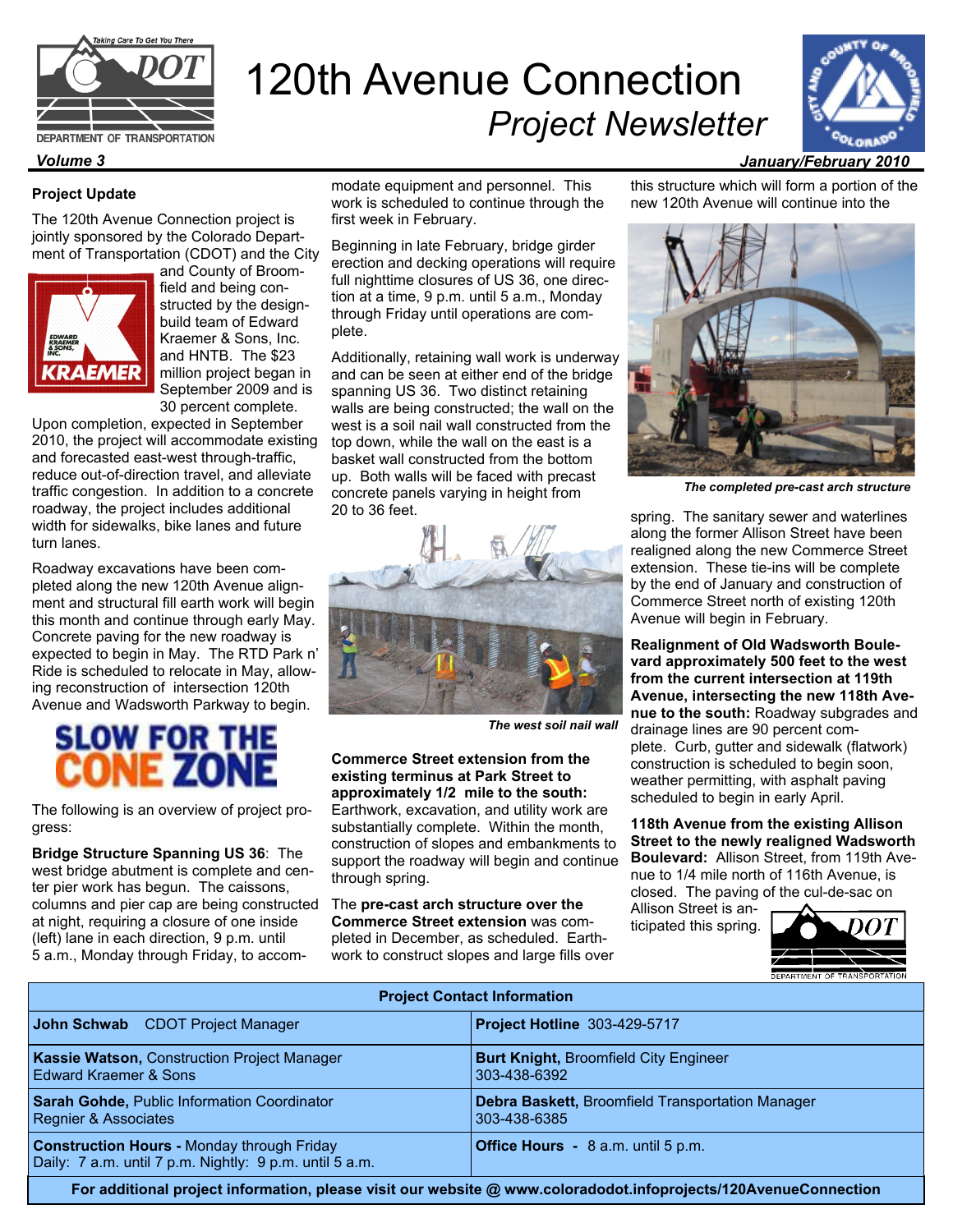# 120th Avenue Connection

## *Project Newsletter*

***Volume 3*** ***January/February 2010***

### Project Update

The 120th Avenue Connection project is jointly sponsored by the Colorado Department of Transportation (CDOT) and the City and County of Broomfield and being constructed by the design-build team of Edward Kraemer & Sons, Inc. and HNTB. The $23 million project began in September 2009 and is 30 percent complete. Upon completion, expected in September 2010, the project will accommodate existing and forecasted east-west through-traffic, reduce out-of-direction travel, and alleviate traffic congestion. In addition to a concrete roadway, the project includes additional width for sidewalks, bike lanes and future turn lanes.

Roadway excavations have been completed along the new 120th Avenue alignment and structural fill earth work will begin this month and continue through early May. Concrete paving for the new roadway is expected to begin in May. The RTD Park n' Ride is scheduled to relocate in May, allowing reconstruction of intersection 120th Avenue and Wadsworth Parkway to begin.

**SLOW FOR THE CONE ZONE**

The following is an overview of project progress:

**Bridge Structure Spanning US 36**: The west bridge abutment is complete and center pier work has begun. The caissons, columns and pier cap are being constructed at night, requiring a closure of one inside (left) lane in each direction, 9 p.m. until 5 a.m., Monday through Friday, to accommodate equipment and personnel. This work is scheduled to continue through the first week in February.

Beginning in late February, bridge girder erection and decking operations will require full nighttime closures of US 36, one direction at a time, 9 p.m. until 5 a.m., Monday through Friday until operations are complete.

Additionally, retaining wall work is underway and can be seen at either end of the bridge spanning US 36. Two distinct retaining walls are being constructed; the wall on the west is a soil nail wall constructed from the top down, while the wall on the east is a basket wall constructed from the bottom up. Both walls will be faced with precast concrete panels varying in height from 20 to 36 feet.

*The west soil nail wall*

**Commerce Street extension from the existing terminus at Park Street to approximately 1/2 mile to the south:** Earthwork, excavation, and utility work are substantially complete. Within the month, construction of slopes and embankments to support the roadway will begin and continue through spring.

The **pre-cast arch structure over the Commerce Street extension** was completed in December, as scheduled. Earthwork to construct slopes and large fills over this structure which will form a portion of the new 120th Avenue will continue into the spring. The sanitary sewer and waterlines along the former Allison Street have been realigned along the new Commerce Street extension. These tie-ins will be complete by the end of January and construction of Commerce Street north of existing 120th Avenue will begin in February.

*The completed pre-cast arch structure*

**Realignment of Old Wadsworth Boulevard approximately 500 feet to the west from the current intersection at 119th Avenue, intersecting the new 118th Avenue to the south:** Roadway subgrades and drainage lines are 90 percent complete. Curb, gutter and sidewalk (flatwork) construction is scheduled to begin soon, weather permitting, with asphalt paving scheduled to begin in early April.

**118th Avenue from the existing Allison Street to the newly realigned Wadsworth Boulevard:** Allison Street, from 119th Avenue to 1/4 mile north of 116th Avenue, is closed. The paving of the cul-de-sac on Allison Street is anticipated this spring.

| Project Contact Information | |
|---|---|
| **John Schwab** CDOT Project Manager | **Project Hotline** 303-429-5717 |
| **Kassie Watson,** Construction Project Manager<br>Edward Kraemer & Sons | **Burt Knight,** Broomfield City Engineer<br>303-438-6392 |
| **Sarah Gohde,** Public Information Coordinator<br>Regnier & Associates | **Debra Baskett,** Broomfield Transportation Manager<br>303-438-6385 |
| **Construction Hours -** Monday through Friday<br>Daily: 7 a.m. until 7 p.m. Nightly: 9 p.m. until 5 a.m. | **Office Hours -** 8 a.m. until 5 p.m. |

**For additional project information, please visit our website @ www.coloradodot.infoprojects/120AvenueConnection**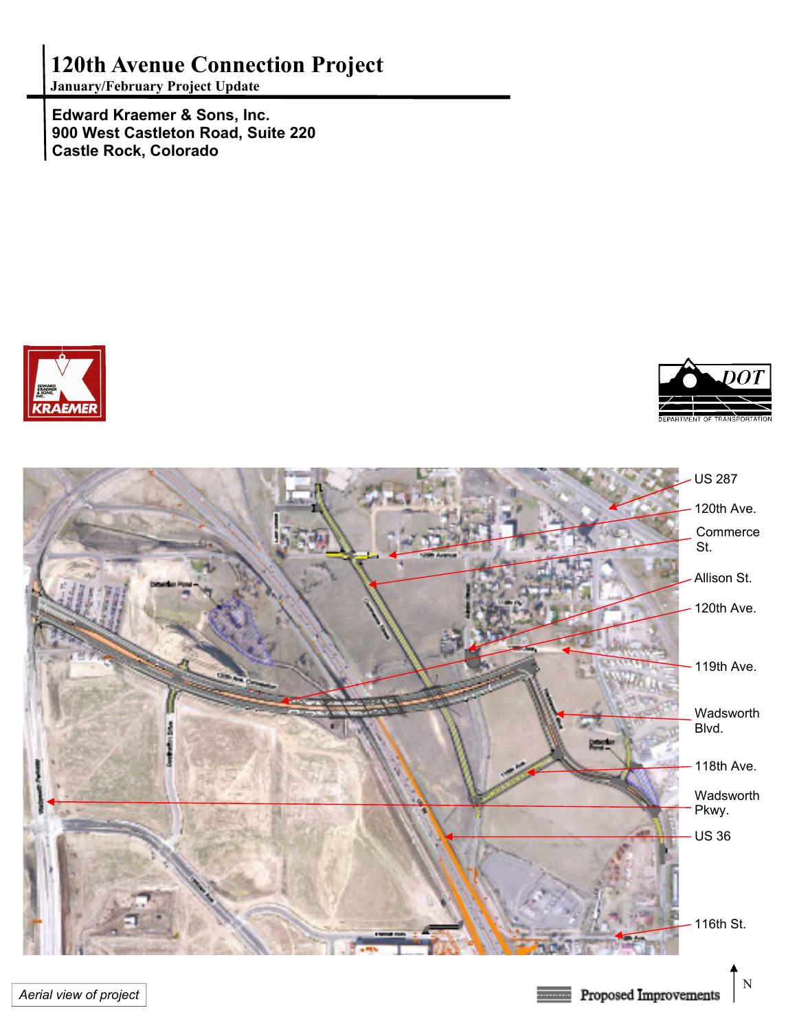# 120th Avenue Connection Project

**January/February Project Update**

**Edward Kraemer & Sons, Inc.**
**900 West Castleton Road, Suite 220**
**Castle Rock, Colorado**

US 287

120th Ave.

Commerce St.

Allison St.

120th Ave.

119th Ave.

Wadsworth Blvd.

118th Ave.

Wadsworth Pkwy.

US 36

116th St.

Proposed Improvements

N

*Aerial view of project*